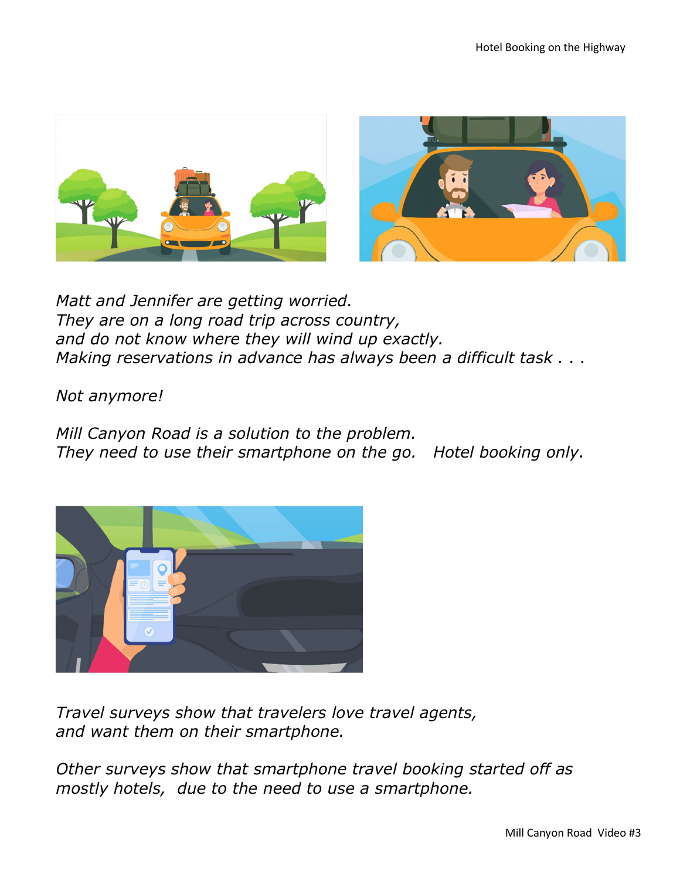*Matt and Jennifer are getting worried.*
*They are on a long road trip across country,*
*and do not know where they will wind up exactly.*
*Making reservations in advance has always been a difficult task . . .*

*Not anymore!*

*Mill Canyon Road is a solution to the problem.*
*They need to use their smartphone on the go.   Hotel booking only.*

*Travel surveys show that travelers love travel agents,*
*and want them on their smartphone.*

*Other surveys show that smartphone travel booking started off as mostly hotels,  due to the need to use a smartphone.*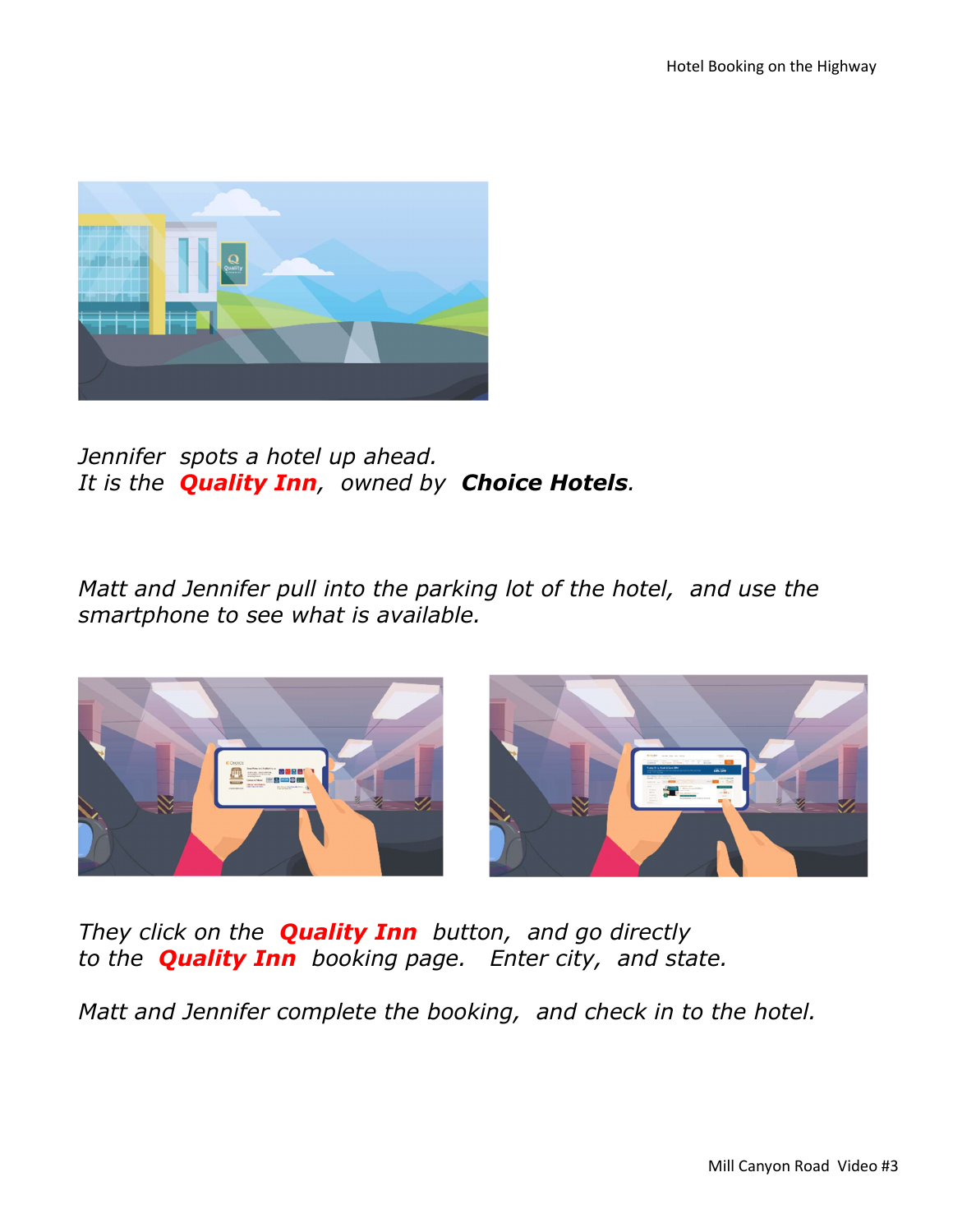*Jennifer spots a hotel up ahead.*
*It is the **Quality Inn**, owned by **Choice Hotels**.*

*Matt and Jennifer pull into the parking lot of the hotel, and use the smartphone to see what is available.*

*They click on the **Quality Inn** button, and go directly to the **Quality Inn** booking page. Enter city, and state.*

*Matt and Jennifer complete the booking, and check in to the hotel.*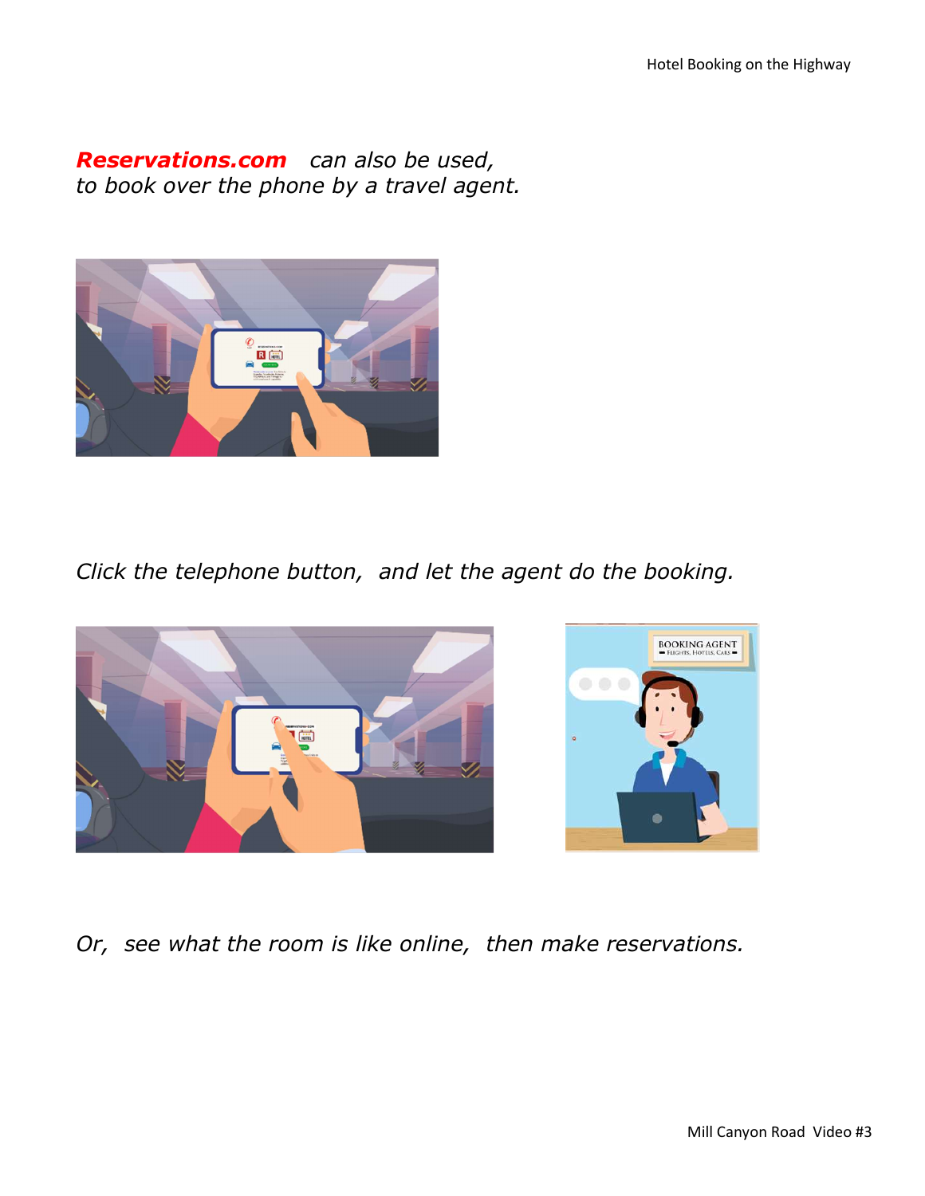***Reservations.com*** *can also be used,*
*to book over the phone by a travel agent.*

*Click the telephone button, and let the agent do the booking.*

*Or, see what the room is like online, then make reservations.*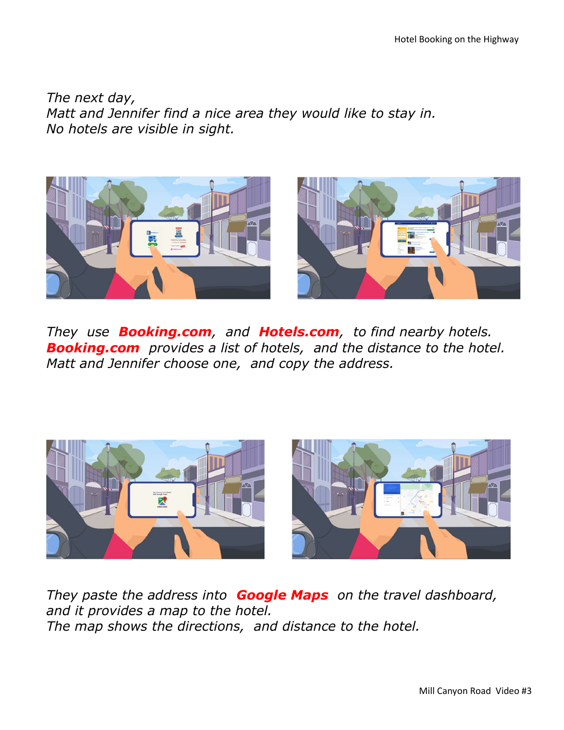*The next day,*
*Matt and Jennifer find a nice area they would like to stay in.*
*No hotels are visible in sight.*

*They use* ***Booking.com****, and* ***Hotels.com****, to find nearby hotels.*
***Booking.com*** *provides a list of hotels, and the distance to the hotel.*
*Matt and Jennifer choose one, and copy the address.*

*They paste the address into* ***Google Maps*** *on the travel dashboard,*
*and it provides a map to the hotel.*
*The map shows the directions, and distance to the hotel.*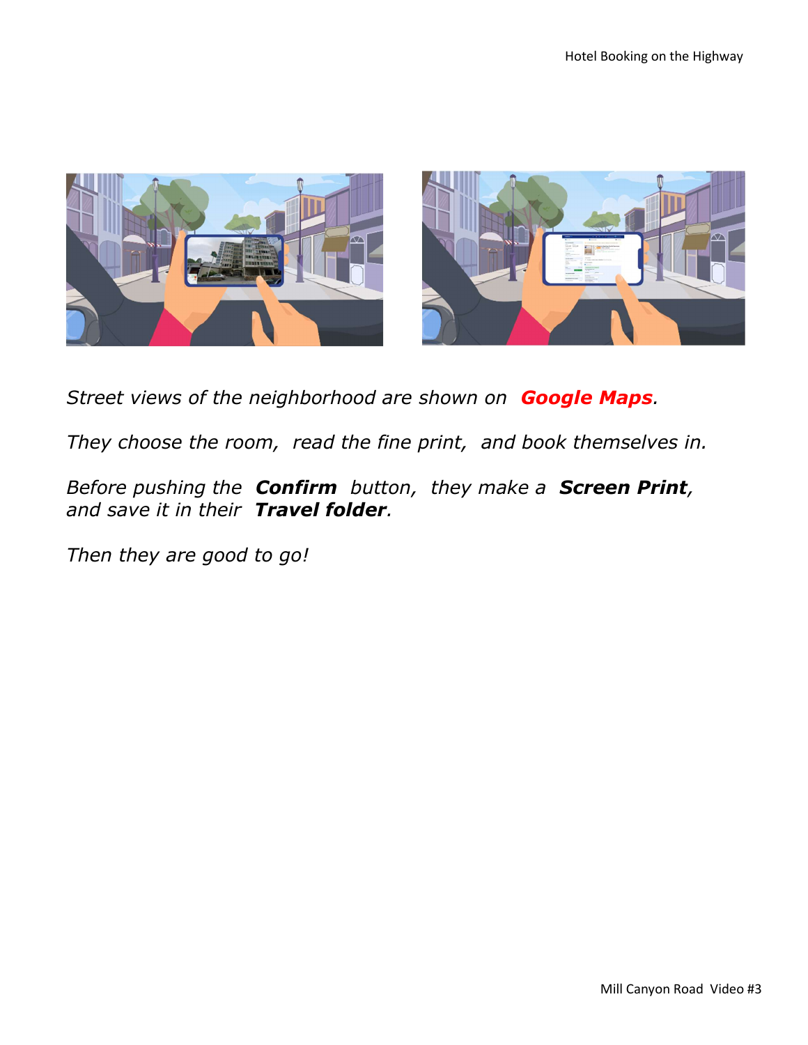*Street views of the neighborhood are shown on* ***Google Maps****.*

*They choose the room, read the fine print, and book themselves in.*

*Before pushing the* ***Confirm*** *button, they make a* ***Screen Print****, and save it in their* ***Travel folder****.*

*Then they are good to go!*